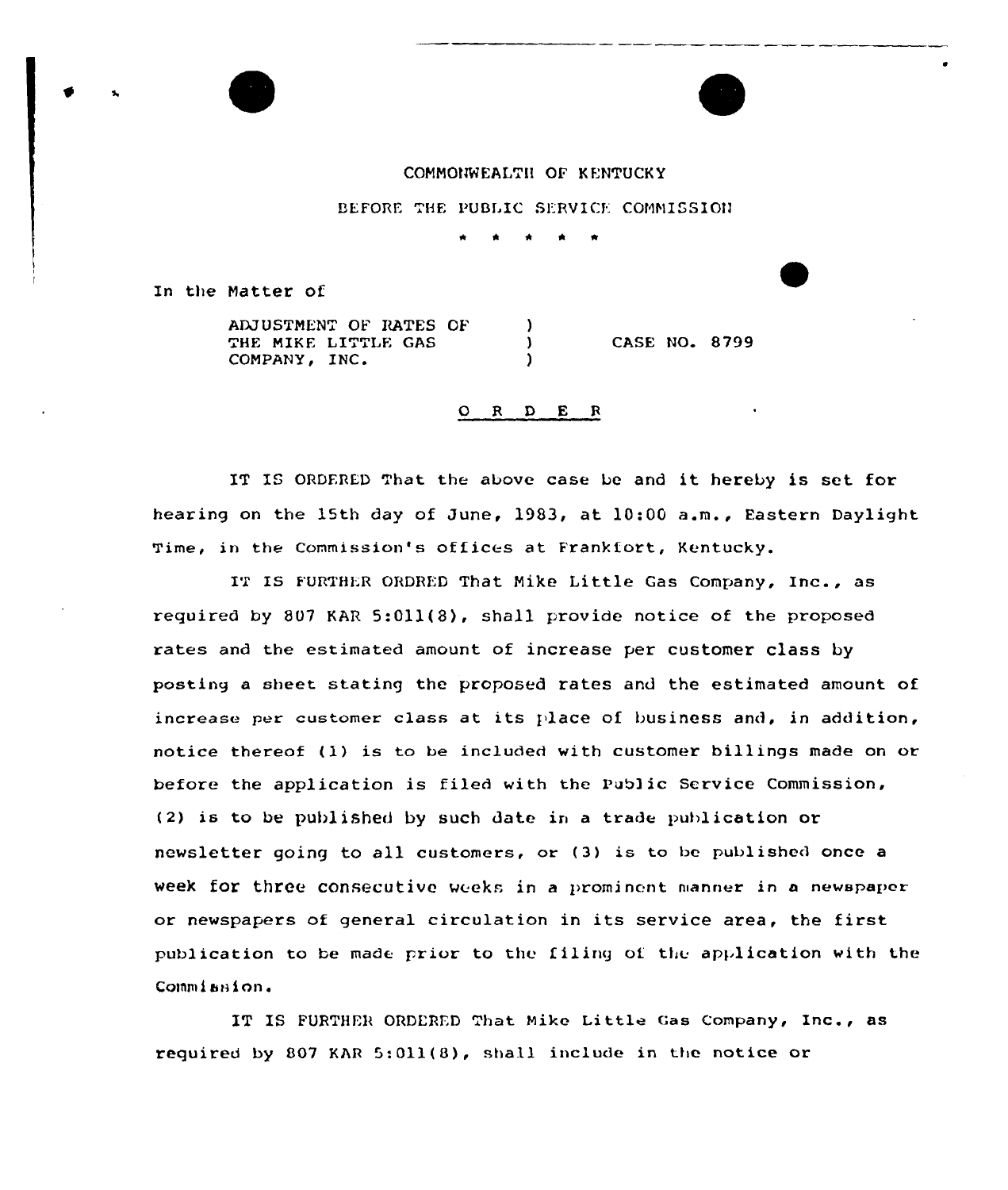COMMONWEALTH OF KENTUCKY

BEFORE THE PUBLIC SERVICE COMMISSION

\* \* \* \* \*

In the Matter of

ADJUSTMENT OF RATES OF THE MIKE LITTLE GAS COMPANY, INC. ) ) ) CASE NO. 8799

O R D E R

IT IS ORDERED That the above case be and it hereby is set for hearing on the 15th day of June, 1983, at 10:00 a.m., Eastern Daylight Time, in the Commission's offices at Frankfort, Kentucky.

IT IS FURTHER ORDRED That Mike Little Gas Company, Inc., as required by 807 KAR 5:011(8), shall provide notice of the proposed rates and the estimated amount of increase per customer class by posting a sheet stating the proposed rates and the estimated amount of increase per customer class at its place of business and, in addition, notice thereof (1) is to be included with customer billings made on or before the application is filed with the Public Service Commission, (2) is to be published by such date in a trade publication or newsletter going to all customers, or (3) is to be published once a week for three consecutive weeks in a prominent manner in a newspaper or newspapers of general circulation in its service area, the first publication to be made prior to the filing of the application with the Commission.

IT IS FURTHER ORDERED That Mike Little Gas Company, Inc., as required by 807 KAR 5:011(8), shall include in the notice or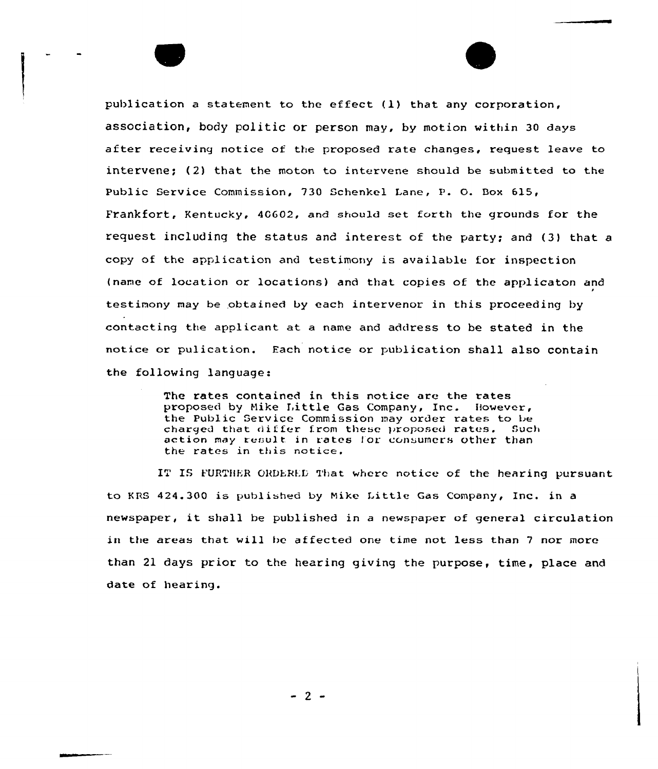publication a statement to the effect (1) that any corporation, association, body politic or person may, by motion within 30 days after receiving notice of the proposed rate changes, request leave to intervene; (2) that the moton to intervene should be submitted to the Public Service Commission, 730 Schenkel Lane, P. O. Box 615, Frankfort, Kentucky, 40602, and should set forth the grounds for the request including the status and interest of the party; and (3) that a copy of the application and testimony is available for inspection (name of location or locations) and that copies of the applicaton and testimony may be obtained by each intervenor in this proceeding by contacting the applicant at a name and address to be stated in the notice or pulication. Each notice or publication shall also contain the following language:

> The rates contained in this notice are the rates proposed by Mike Little Gas Company, Inc. However, the Public Service Commission may order rates to be charged that differ from these proposed rates. Such action may result in rates for consumers other than the rates in this notice.

IT IS FURTHER ORDERED That where notice of the hearing pursuant to KRS 424.300 is published by Mike Little Gas Company, Inc. in a newspaper, it shall be published in a newspaper of general circulation in the areas that will be affected one time not less than 7 nor more than 21 days prior to the hearing giving the purpose, time, place and date of hearing.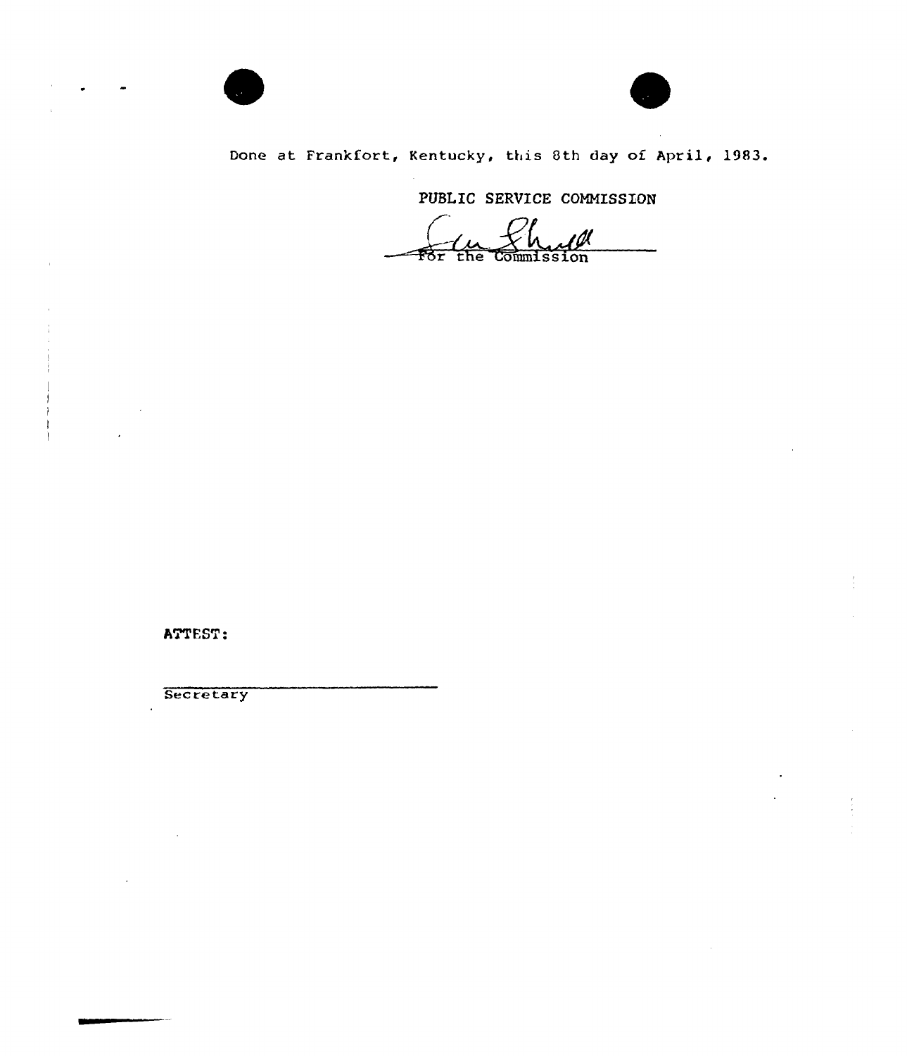Done at Frankfort, Kentucky, this 8th day of April, 1983.

PUBLIC SERVICE COMMISSION

For the Commission

ATTEST:

Secretary